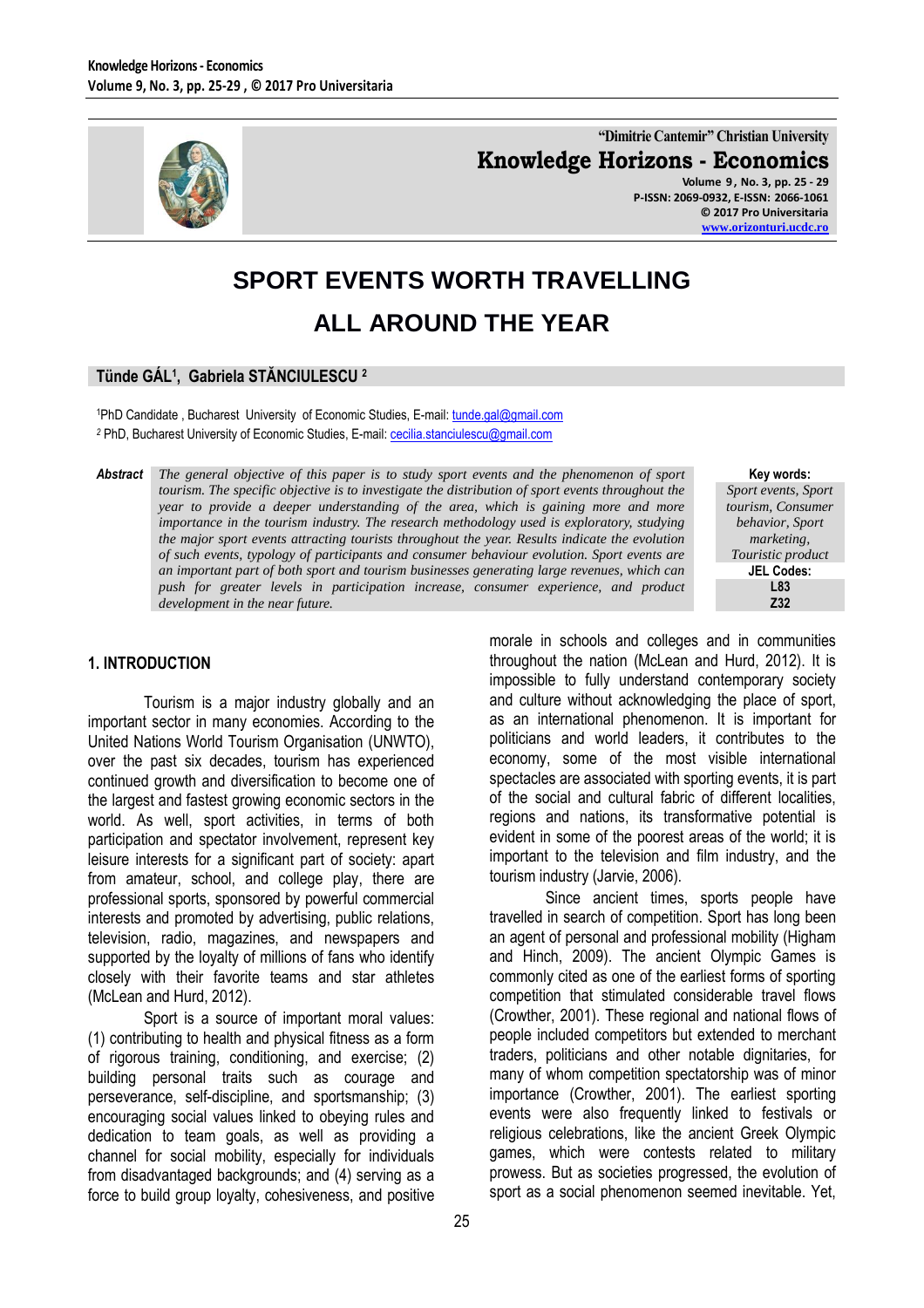# SPORT EVENTS WORTH TRAVELLING ALL AROUND THE YEAR

**Tünde GÁL[1], Gabriela STĂNCIULESCU[2]**

[1]PhD Candidate , Bucharest University of Economic Studies, E-mail: tunde.gal@gmail.com
[2] PhD, Bucharest University of Economic Studies, E-mail: cecilia.stanciulescu@gmail.com

**Abstract** *The general objective of this paper is to study sport events and the phenomenon of sport tourism. The specific objective is to investigate the distribution of sport events throughout the year to provide a deeper understanding of the area, which is gaining more and more importance in the tourism industry. The research methodology used is exploratory, studying the major sport events attracting tourists throughout the year. Results indicate the evolution of such events, typology of participants and consumer behaviour evolution. Sport events are an important part of both sport and tourism businesses generating large revenues, which can push for greater levels in participation increase, consumer experience, and product development in the near future.*

**Key words:** *Sport events, Sport tourism, Consumer behavior, Sport marketing, Touristic product*

**JEL Codes:** L83, Z32

## 1. INTRODUCTION

Tourism is a major industry globally and an important sector in many economies. According to the United Nations World Tourism Organisation (UNWTO), over the past six decades, tourism has experienced continued growth and diversification to become one of the largest and fastest growing economic sectors in the world. As well, sport activities, in terms of both participation and spectator involvement, represent key leisure interests for a significant part of society: apart from amateur, school, and college play, there are professional sports, sponsored by powerful commercial interests and promoted by advertising, public relations, television, radio, magazines, and newspapers and supported by the loyalty of millions of fans who identify closely with their favorite teams and star athletes (McLean and Hurd, 2012).

Sport is a source of important moral values: (1) contributing to health and physical fitness as a form of rigorous training, conditioning, and exercise; (2) building personal traits such as courage and perseverance, self-discipline, and sportsmanship; (3) encouraging social values linked to obeying rules and dedication to team goals, as well as providing a channel for social mobility, especially for individuals from disadvantaged backgrounds; and (4) serving as a force to build group loyalty, cohesiveness, and positive morale in schools and colleges and in communities throughout the nation (McLean and Hurd, 2012). It is impossible to fully understand contemporary society and culture without acknowledging the place of sport, as an international phenomenon. It is important for politicians and world leaders, it contributes to the economy, some of the most visible international spectacles are associated with sporting events, it is part of the social and cultural fabric of different localities, regions and nations, its transformative potential is evident in some of the poorest areas of the world; it is important to the television and film industry, and the tourism industry (Jarvie, 2006).

Since ancient times, sports people have travelled in search of competition. Sport has long been an agent of personal and professional mobility (Higham and Hinch, 2009). The ancient Olympic Games is commonly cited as one of the earliest forms of sporting competition that stimulated considerable travel flows (Crowther, 2001). These regional and national flows of people included competitors but extended to merchant traders, politicians and other notable dignitaries, for many of whom competition spectatorship was of minor importance (Crowther, 2001). The earliest sporting events were also frequently linked to festivals or religious celebrations, like the ancient Greek Olympic games, which were contests related to military prowess. But as societies progressed, the evolution of sport as a social phenomenon seemed inevitable. Yet,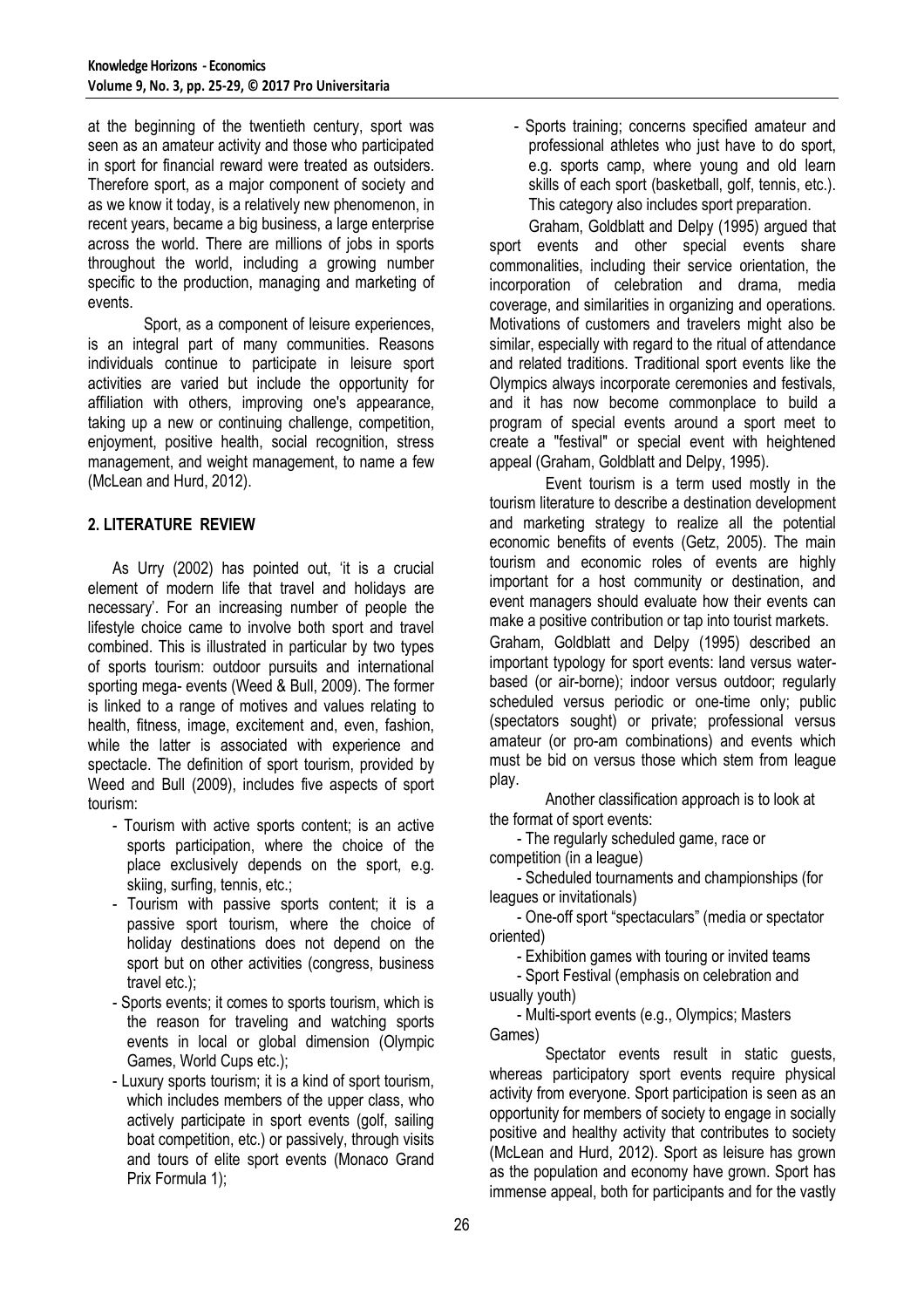at the beginning of the twentieth century, sport was seen as an amateur activity and those who participated in sport for financial reward were treated as outsiders. Therefore sport, as a major component of society and as we know it today, is a relatively new phenomenon, in recent years, became a big business, a large enterprise across the world. There are millions of jobs in sports throughout the world, including a growing number specific to the production, managing and marketing of events.

Sport, as a component of leisure experiences, is an integral part of many communities. Reasons individuals continue to participate in leisure sport activities are varied but include the opportunity for affiliation with others, improving one's appearance, taking up a new or continuing challenge, competition, enjoyment, positive health, social recognition, stress management, and weight management, to name a few (McLean and Hurd, 2012).

## 2. LITERATURE REVIEW

As Urry (2002) has pointed out, 'it is a crucial element of modern life that travel and holidays are necessary'. For an increasing number of people the lifestyle choice came to involve both sport and travel combined. This is illustrated in particular by two types of sports tourism: outdoor pursuits and international sporting mega- events (Weed & Bull, 2009). The former is linked to a range of motives and values relating to health, fitness, image, excitement and, even, fashion, while the latter is associated with experience and spectacle. The definition of sport tourism, provided by Weed and Bull (2009), includes five aspects of sport tourism:

- Tourism with active sports content; is an active sports participation, where the choice of the place exclusively depends on the sport, e.g. skiing, surfing, tennis, etc.;
- Tourism with passive sports content; it is a passive sport tourism, where the choice of holiday destinations does not depend on the sport but on other activities (congress, business travel etc.);
- Sports events; it comes to sports tourism, which is the reason for traveling and watching sports events in local or global dimension (Olympic Games, World Cups etc.);
- Luxury sports tourism; it is a kind of sport tourism, which includes members of the upper class, who actively participate in sport events (golf, sailing boat competition, etc.) or passively, through visits and tours of elite sport events (Monaco Grand Prix Formula 1);
- Sports training; concerns specified amateur and professional athletes who just have to do sport, e.g. sports camp, where young and old learn skills of each sport (basketball, golf, tennis, etc.). This category also includes sport preparation.

Graham, Goldblatt and Delpy (1995) argued that sport events and other special events share commonalities, including their service orientation, the incorporation of celebration and drama, media coverage, and similarities in organizing and operations. Motivations of customers and travelers might also be similar, especially with regard to the ritual of attendance and related traditions. Traditional sport events like the Olympics always incorporate ceremonies and festivals, and it has now become commonplace to build a program of special events around a sport meet to create a "festival" or special event with heightened appeal (Graham, Goldblatt and Delpy, 1995).

Event tourism is a term used mostly in the tourism literature to describe a destination development and marketing strategy to realize all the potential economic benefits of events (Getz, 2005). The main tourism and economic roles of events are highly important for a host community or destination, and event managers should evaluate how their events can make a positive contribution or tap into tourist markets.

Graham, Goldblatt and Delpy (1995) described an important typology for sport events: land versus water-based (or air-borne); indoor versus outdoor; regularly scheduled versus periodic or one-time only; public (spectators sought) or private; professional versus amateur (or pro-am combinations) and events which must be bid on versus those which stem from league play.

Another classification approach is to look at the format of sport events:

- The regularly scheduled game, race or competition (in a league)
- Scheduled tournaments and championships (for leagues or invitationals)
- One-off sport "spectaculars" (media or spectator oriented)
- Exhibition games with touring or invited teams
- Sport Festival (emphasis on celebration and usually youth)
- Multi-sport events (e.g., Olympics; Masters Games)

Spectator events result in static guests, whereas participatory sport events require physical activity from everyone. Sport participation is seen as an opportunity for members of society to engage in socially positive and healthy activity that contributes to society (McLean and Hurd, 2012). Sport as leisure has grown as the population and economy have grown. Sport has immense appeal, both for participants and for the vastly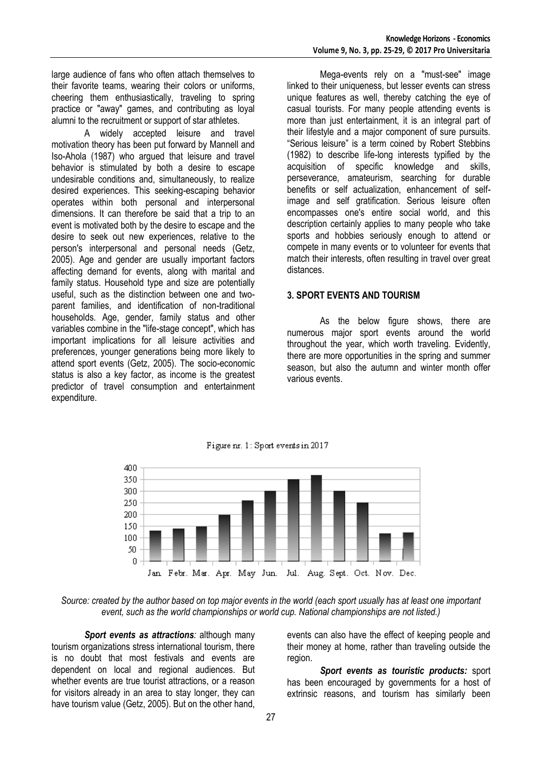large audience of fans who often attach themselves to their favorite teams, wearing their colors or uniforms, cheering them enthusiastically, traveling to spring practice or "away" games, and contributing as loyal alumni to the recruitment or support of star athletes.

A widely accepted leisure and travel motivation theory has been put forward by Mannell and Iso-Ahola (1987) who argued that leisure and travel behavior is stimulated by both a desire to escape undesirable conditions and, simultaneously, to realize desired experiences. This seeking-escaping behavior operates within both personal and interpersonal dimensions. It can therefore be said that a trip to an event is motivated both by the desire to escape and the desire to seek out new experiences, relative to the person's interpersonal and personal needs (Getz, 2005). Age and gender are usually important factors affecting demand for events, along with marital and family status. Household type and size are potentially useful, such as the distinction between one and two-parent families, and identification of non-traditional households. Age, gender, family status and other variables combine in the "life-stage concept", which has important implications for all leisure activities and preferences, younger generations being more likely to attend sport events (Getz, 2005). The socio-economic status is also a key factor, as income is the greatest predictor of travel consumption and entertainment expenditure.

Mega-events rely on a "must-see" image linked to their uniqueness, but lesser events can stress unique features as well, thereby catching the eye of casual tourists. For many people attending events is more than just entertainment, it is an integral part of their lifestyle and a major component of sure pursuits. "Serious leisure" is a term coined by Robert Stebbins (1982) to describe life-long interests typified by the acquisition of specific knowledge and skills, perseverance, amateurism, searching for durable benefits or self actualization, enhancement of self-image and self gratification. Serious leisure often encompasses one's entire social world, and this description certainly applies to many people who take sports and hobbies seriously enough to attend or compete in many events or to volunteer for events that match their interests, often resulting in travel over great distances.

## 3. SPORT EVENTS AND TOURISM

As the below figure shows, there are numerous major sport events around the world throughout the year, which worth traveling. Evidently, there are more opportunities in the spring and summer season, but also the autumn and winter month offer various events.

Figure nr. 1: Sport events in 2017

*Source: created by the author based on top major events in the world (each sport usually has at least one important event, such as the world championships or world cup. National championships are not listed.)*

***Sport events as attractions:*** although many tourism organizations stress international tourism, there is no doubt that most festivals and events are dependent on local and regional audiences. But whether events are true tourist attractions, or a reason for visitors already in an area to stay longer, they can have tourism value (Getz, 2005). But on the other hand, events can also have the effect of keeping people and their money at home, rather than traveling outside the region.

***Sport events as touristic products:*** sport has been encouraged by governments for a host of extrinsic reasons, and tourism has similarly been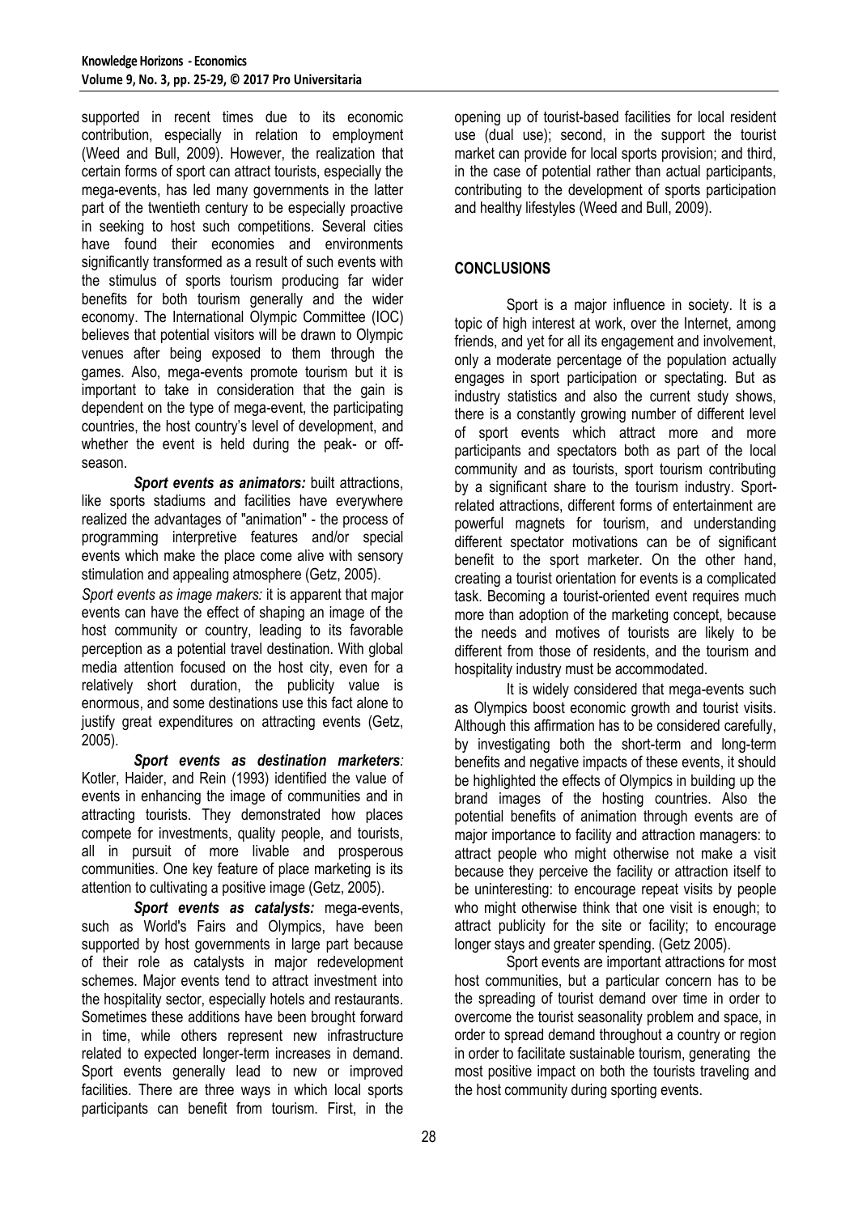supported in recent times due to its economic contribution, especially in relation to employment (Weed and Bull, 2009). However, the realization that certain forms of sport can attract tourists, especially the mega-events, has led many governments in the latter part of the twentieth century to be especially proactive in seeking to host such competitions. Several cities have found their economies and environments significantly transformed as a result of such events with the stimulus of sports tourism producing far wider benefits for both tourism generally and the wider economy. The International Olympic Committee (IOC) believes that potential visitors will be drawn to Olympic venues after being exposed to them through the games. Also, mega-events promote tourism but it is important to take in consideration that the gain is dependent on the type of mega-event, the participating countries, the host country's level of development, and whether the event is held during the peak- or off-season.

***Sport events as animators:*** built attractions, like sports stadiums and facilities have everywhere realized the advantages of "animation" - the process of programming interpretive features and/or special events which make the place come alive with sensory stimulation and appealing atmosphere (Getz, 2005).

*Sport events as image makers:* it is apparent that major events can have the effect of shaping an image of the host community or country, leading to its favorable perception as a potential travel destination. With global media attention focused on the host city, even for a relatively short duration, the publicity value is enormous, and some destinations use this fact alone to justify great expenditures on attracting events (Getz, 2005).

***Sport events as destination marketers****:* Kotler, Haider, and Rein (1993) identified the value of events in enhancing the image of communities and in attracting tourists. They demonstrated how places compete for investments, quality people, and tourists, all in pursuit of more livable and prosperous communities. One key feature of place marketing is its attention to cultivating a positive image (Getz, 2005).

***Sport events as catalysts:*** mega-events, such as World's Fairs and Olympics, have been supported by host governments in large part because of their role as catalysts in major redevelopment schemes. Major events tend to attract investment into the hospitality sector, especially hotels and restaurants. Sometimes these additions have been brought forward in time, while others represent new infrastructure related to expected longer-term increases in demand. Sport events generally lead to new or improved facilities. There are three ways in which local sports participants can benefit from tourism. First, in the opening up of tourist-based facilities for local resident use (dual use); second, in the support the tourist market can provide for local sports provision; and third, in the case of potential rather than actual participants, contributing to the development of sports participation and healthy lifestyles (Weed and Bull, 2009).

## CONCLUSIONS

Sport is a major influence in society. It is a topic of high interest at work, over the Internet, among friends, and yet for all its engagement and involvement, only a moderate percentage of the population actually engages in sport participation or spectating. But as industry statistics and also the current study shows, there is a constantly growing number of different level of sport events which attract more and more participants and spectators both as part of the local community and as tourists, sport tourism contributing by a significant share to the tourism industry. Sport-related attractions, different forms of entertainment are powerful magnets for tourism, and understanding different spectator motivations can be of significant benefit to the sport marketer. On the other hand, creating a tourist orientation for events is a complicated task. Becoming a tourist-oriented event requires much more than adoption of the marketing concept, because the needs and motives of tourists are likely to be different from those of residents, and the tourism and hospitality industry must be accommodated.

It is widely considered that mega-events such as Olympics boost economic growth and tourist visits. Although this affirmation has to be considered carefully, by investigating both the short-term and long-term benefits and negative impacts of these events, it should be highlighted the effects of Olympics in building up the brand images of the hosting countries. Also the potential benefits of animation through events are of major importance to facility and attraction managers: to attract people who might otherwise not make a visit because they perceive the facility or attraction itself to be uninteresting: to encourage repeat visits by people who might otherwise think that one visit is enough; to attract publicity for the site or facility; to encourage longer stays and greater spending. (Getz 2005).

Sport events are important attractions for most host communities, but a particular concern has to be the spreading of tourist demand over time in order to overcome the tourist seasonality problem and space, in order to spread demand throughout a country or region in order to facilitate sustainable tourism, generating the most positive impact on both the tourists traveling and the host community during sporting events.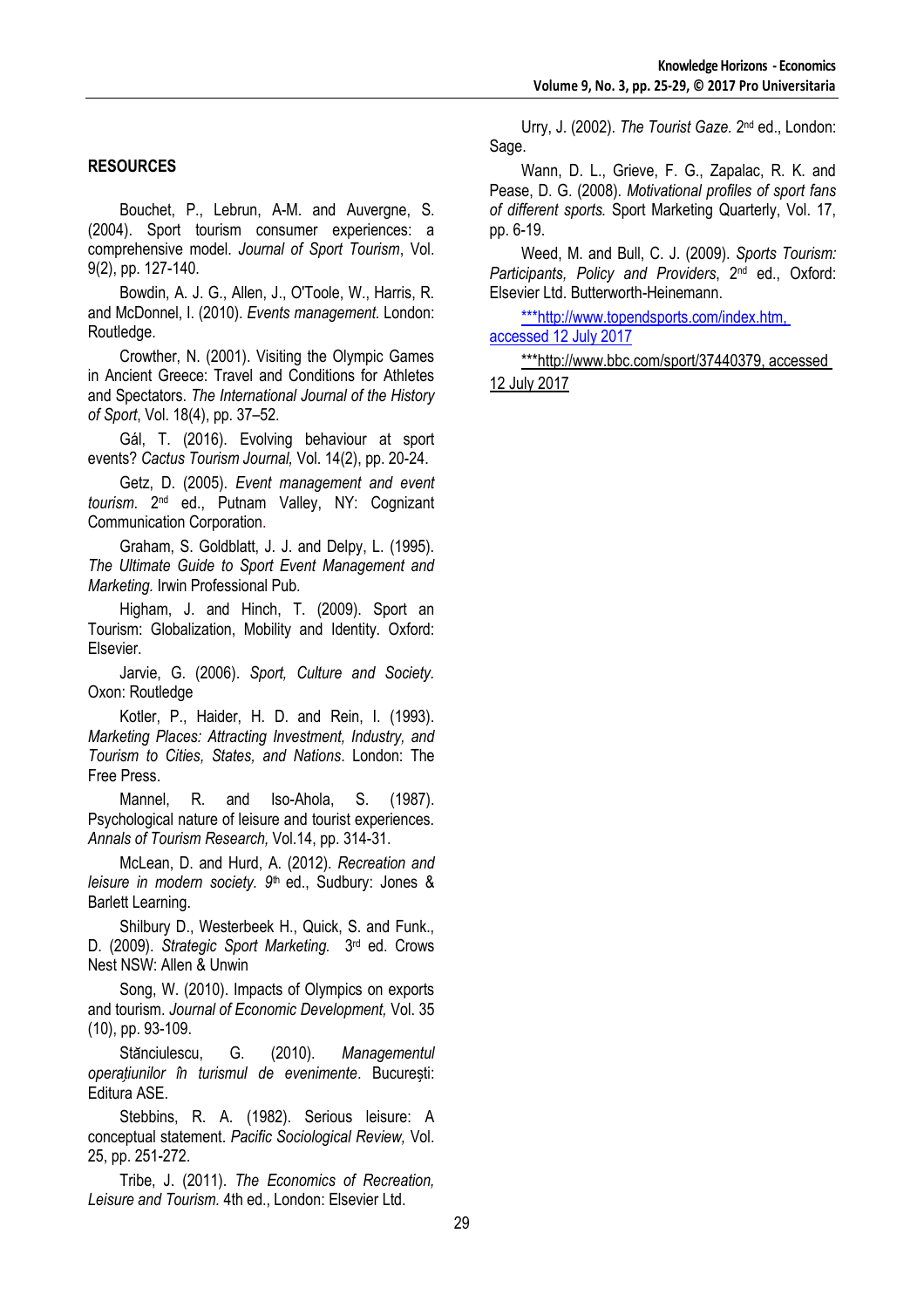## RESOURCES

Bouchet, P., Lebrun, A-M. and Auvergne, S. (2004). Sport tourism consumer experiences: a comprehensive model. *Journal of Sport Tourism*, Vol. 9(2), pp. 127-140.

Bowdin, A. J. G., Allen, J., O'Toole, W., Harris, R. and McDonnel, I. (2010). *Events management.* London: Routledge.

Crowther, N. (2001). Visiting the Olympic Games in Ancient Greece: Travel and Conditions for Athletes and Spectators. *The International Journal of the History of Sport*, Vol. 18(4), pp. 37–52.

Gál, T. (2016). Evolving behaviour at sport events? *Cactus Tourism Journal,* Vol. 14(2), pp. 20-24.

Getz, D. (2005). *Event management and event tourism.* 2nd ed., Putnam Valley, NY: Cognizant Communication Corporation.

Graham, S. Goldblatt, J. J. and Delpy, L. (1995). *The Ultimate Guide to Sport Event Management and Marketing.* Irwin Professional Pub.

Higham, J. and Hinch, T. (2009). Sport an Tourism: Globalization, Mobility and Identity. Oxford: Elsevier.

Jarvie, G. (2006). *Sport, Culture and Society.* Oxon: Routledge

Kotler, P., Haider, H. D. and Rein, I. (1993). *Marketing Places: Attracting Investment, Industry, and Tourism to Cities, States, and Nations*. London: The Free Press.

Mannel, R. and Iso-Ahola, S. (1987). Psychological nature of leisure and tourist experiences. *Annals of Tourism Research,* Vol.14, pp. 314-31.

McLean, D. and Hurd, A. (2012). *Recreation and leisure in modern society. 9th* ed., Sudbury: Jones & Barlett Learning.

Shilbury D., Westerbeek H., Quick, S. and Funk., D. (2009). *Strategic Sport Marketing.* 3rd ed. Crows Nest NSW: Allen & Unwin

Song, W. (2010). Impacts of Olympics on exports and tourism. *Journal of Economic Development,* Vol. 35 (10), pp. 93-109.

Stănciulescu, G. (2010). *Managementul operațiunilor în turismul de evenimente*. București: Editura ASE.

Stebbins, R. A. (1982). Serious leisure: A conceptual statement. *Pacific Sociological Review,* Vol. 25, pp. 251-272.

Tribe, J. (2011). *The Economics of Recreation, Leisure and Tourism.* 4th ed., London: Elsevier Ltd.

Urry, J. (2002). *The Tourist Gaze.* 2nd ed., London: Sage.

Wann, D. L., Grieve, F. G., Zapalac, R. K. and Pease, D. G. (2008). *Motivational profiles of sport fans of different sports.* Sport Marketing Quarterly, Vol. 17, pp. 6-19.

Weed, M. and Bull, C. J. (2009). *Sports Tourism: Participants, Policy and Providers*, 2nd ed., Oxford: Elsevier Ltd. Butterworth-Heinemann.

***http://www.topendsports.com/index.htm, accessed 12 July 2017

***http://www.bbc.com/sport/37440379, accessed 12 July 2017